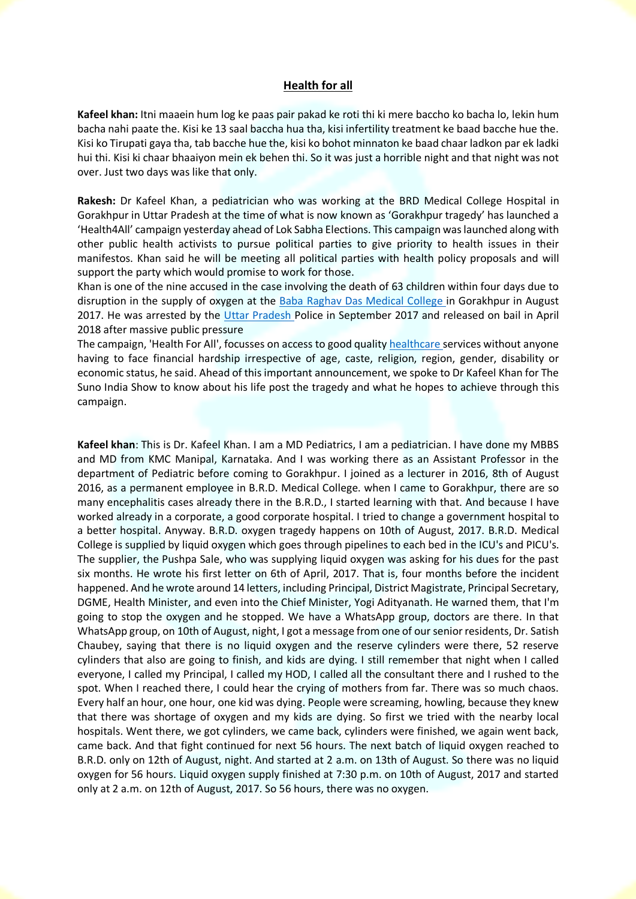## Health for all

**Kafeel khan:** Itni maaein hum log ke paas pair pakad ke roti thi ki mere baccho ko bacha lo, lekin hum bacha nahi paate the. Kisi ke 13 saal baccha hua tha, kisi infertility treatment ke baad bacche hue the. Kisi ko Tirupati gaya tha, tab bacche hue the, kisi ko bohot minnaton ke baad chaar ladkon par ek ladki hui thi. Kisi ki chaar bhaaiyon mein ek behen thi. So it was just a horrible night and that night was not over. Just two days was like that only.

**Rakesh:** Dr Kafeel Khan, a pediatrician who was working at the BRD Medical College Hospital in Gorakhpur in Uttar Pradesh at the time of what is now known as 'Gorakhpur tragedy' has launched a 'Health4All' campaign yesterday ahead of Lok Sabha Elections. This campaign was launched along with other public health activists to pursue political parties to give priority to health issues in their manifestos. Khan said he will be meeting all political parties with health policy proposals and will support the party which would promise to work for those.

Khan is one of the nine accused in the case involving the death of 63 children within four days due to disruption in the supply of oxygen at the Baba Raghav Das Medical College in Gorakhpur in August 2017. He was arrested by the Uttar Pradesh Police in September 2017 and released on bail in April 2018 after massive public pressure

The campaign, 'Health For All', focusses on access to good quality healthcare services without anyone having to face financial hardship irrespective of age, caste, religion, region, gender, disability or economic status, he said. Ahead of this important announcement, we spoke to Dr Kafeel Khan for The Suno India Show to know about his life post the tragedy and what he hopes to achieve through this campaign.

**Kafeel khan**: This is Dr. Kafeel Khan. I am a MD Pediatrics, I am a pediatrician. I have done my MBBS and MD from KMC Manipal, Karnataka. And I was working there as an Assistant Professor in the department of Pediatric before coming to Gorakhpur. I joined as a lecturer in 2016, 8th of August 2016, as a permanent employee in B.R.D. Medical College. when I came to Gorakhpur, there are so many encephalitis cases already there in the B.R.D., I started learning with that. And because I have worked already in a corporate, a good corporate hospital. I tried to change a government hospital to a better hospital. Anyway. B.R.D. oxygen tragedy happens on 10th of August, 2017. B.R.D. Medical College is supplied by liquid oxygen which goes through pipelines to each bed in the ICU's and PICU's. The supplier, the Pushpa Sale, who was supplying liquid oxygen was asking for his dues for the past six months. He wrote his first letter on 6th of April, 2017. That is, four months before the incident happened. And he wrote around 14 letters, including Principal, District Magistrate, Principal Secretary, DGME, Health Minister, and even into the Chief Minister, Yogi Adityanath. He warned them, that I'm going to stop the oxygen and he stopped. We have a WhatsApp group, doctors are there. In that WhatsApp group, on 10th of August, night, I got a message from one of our senior residents, Dr. Satish Chaubey, saying that there is no liquid oxygen and the reserve cylinders were there, 52 reserve cylinders that also are going to finish, and kids are dying. I still remember that night when I called everyone, I called my Principal, I called my HOD, I called all the consultant there and I rushed to the spot. When I reached there, I could hear the crying of mothers from far. There was so much chaos. Every half an hour, one hour, one kid was dying. People were screaming, howling, because they knew that there was shortage of oxygen and my kids are dying. So first we tried with the nearby local hospitals. Went there, we got cylinders, we came back, cylinders were finished, we again went back, came back. And that fight continued for next 56 hours. The next batch of liquid oxygen reached to B.R.D. only on 12th of August, night. And started at 2 a.m. on 13th of August. So there was no liquid oxygen for 56 hours. Liquid oxygen supply finished at 7:30 p.m. on 10th of August, 2017 and started only at 2 a.m. on 12th of August, 2017. So 56 hours, there was no oxygen.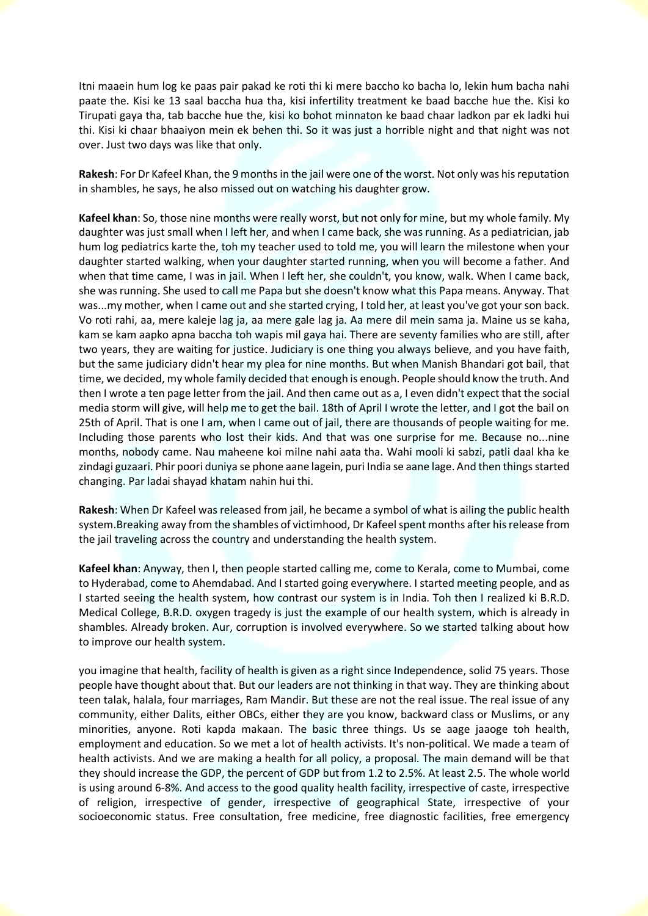Itni maaein hum log ke paas pair pakad ke roti thi ki mere baccho ko bacha lo, lekin hum bacha nahi paate the. Kisi ke 13 saal baccha hua tha, kisi infertility treatment ke baad bacche hue the. Kisi ko Tirupati gaya tha, tab bacche hue the, kisi ko bohot minnaton ke baad chaar ladkon par ek ladki hui thi. Kisi ki chaar bhaaiyon mein ek behen thi. So it was just a horrible night and that night was not over. Just two days was like that only.

**Rakesh**: For Dr Kafeel Khan, the 9 months in the jail were one of the worst. Not only was his reputation in shambles, he says, he also missed out on watching his daughter grow.

**Kafeel khan**: So, those nine months were really worst, but not only for mine, but my whole family. My daughter was just small when I left her, and when I came back, she was running. As a pediatrician, jab hum log pediatrics karte the, toh my teacher used to told me, you will learn the milestone when your daughter started walking, when your daughter started running, when you will become a father. And when that time came, I was in jail. When I left her, she couldn't, you know, walk. When I came back, she was running. She used to call me Papa but she doesn't know what this Papa means. Anyway. That was...my mother, when I came out and she started crying, I told her, at least you've got your son back. Vo roti rahi, aa, mere kaleje lag ja, aa mere gale lag ja. Aa mere dil mein sama ja. Maine us se kaha, kam se kam aapko apna baccha toh wapis mil gaya hai. There are seventy families who are still, after two years, they are waiting for justice. Judiciary is one thing you always believe, and you have faith, but the same judiciary didn't hear my plea for nine months. But when Manish Bhandari got bail, that time, we decided, my whole family decided that enough is enough. People should know the truth. And then I wrote a ten page letter from the jail. And then came out as a, I even didn't expect that the social media storm will give, will help me to get the bail. 18th of April I wrote the letter, and I got the bail on 25th of April. That is one I am, when I came out of jail, there are thousands of people waiting for me. Including those parents who lost their kids. And that was one surprise for me. Because no...nine months, nobody came. Nau maheene koi milne nahi aata tha. Wahi mooli ki sabzi, patli daal kha ke zindagi guzaari. Phir poori duniya se phone aane lagein, puri India se aane lage. And then things started changing. Par ladai shayad khatam nahin hui thi.

**Rakesh**: When Dr Kafeel was released from jail, he became a symbol of what is ailing the public health system.Breaking away from the shambles of victimhood, Dr Kafeel spent months after his release from the jail traveling across the country and understanding the health system.

**Kafeel khan**: Anyway, then I, then people started calling me, come to Kerala, come to Mumbai, come to Hyderabad, come to Ahemdabad. And I started going everywhere. I started meeting people, and as I started seeing the health system, how contrast our system is in India. Toh then I realized ki B.R.D. Medical College, B.R.D. oxygen tragedy is just the example of our health system, which is already in shambles. Already broken. Aur, corruption is involved everywhere. So we started talking about how to improve our health system.

you imagine that health, facility of health is given as a right since Independence, solid 75 years. Those people have thought about that. But our leaders are not thinking in that way. They are thinking about teen talak, halala, four marriages, Ram Mandir. But these are not the real issue. The real issue of any community, either Dalits, either OBCs, either they are you know, backward class or Muslims, or any minorities, anyone. Roti kapda makaan. The basic three things. Us se aage jaaoge toh health, employment and education. So we met a lot of health activists. It's non-political. We made a team of health activists. And we are making a health for all policy, a proposal. The main demand will be that they should increase the GDP, the percent of GDP but from 1.2 to 2.5%. At least 2.5. The whole world is using around 6-8%. And access to the good quality health facility, irrespective of caste, irrespective of religion, irrespective of gender, irrespective of geographical State, irrespective of your socioeconomic status. Free consultation, free medicine, free diagnostic facilities, free emergency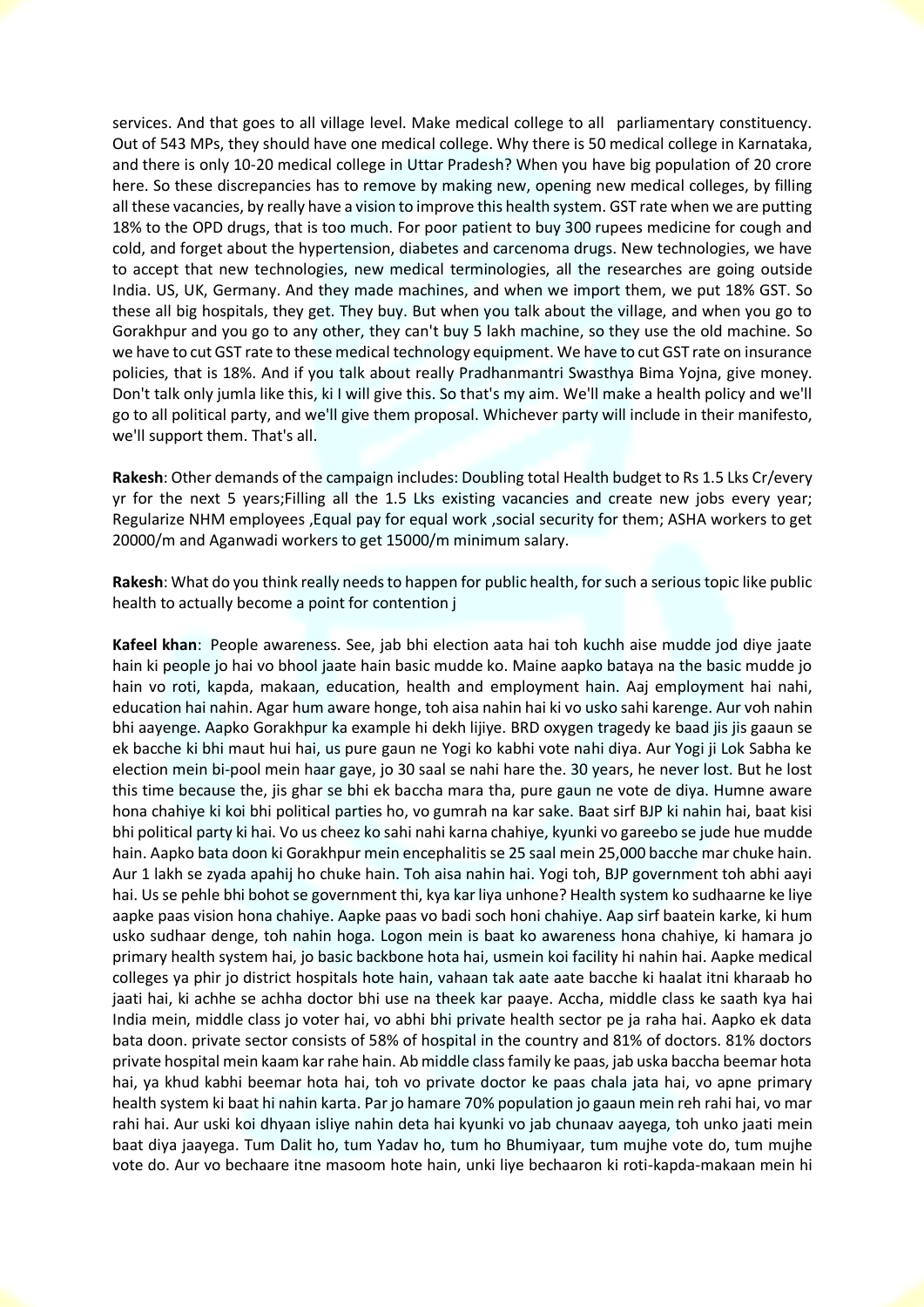services. And that goes to all village level. Make medical college to all parliamentary constituency. Out of 543 MPs, they should have one medical college. Why there is 50 medical college in Karnataka, and there is only 10-20 medical college in Uttar Pradesh? When you have big population of 20 crore here. So these discrepancies has to remove by making new, opening new medical colleges, by filling all these vacancies, by really have a vision to improve this health system. GST rate when we are putting 18% to the OPD drugs, that is too much. For poor patient to buy 300 rupees medicine for cough and cold, and forget about the hypertension, diabetes and carcenoma drugs. New technologies, we have to accept that new technologies, new medical terminologies, all the researches are going outside India. US, UK, Germany. And they made machines, and when we import them, we put 18% GST. So these all big hospitals, they get. They buy. But when you talk about the village, and when you go to Gorakhpur and you go to any other, they can't buy 5 lakh machine, so they use the old machine. So we have to cut GST rate to these medical technology equipment. We have to cut GST rate on insurance policies, that is 18%. And if you talk about really Pradhanmantri Swasthya Bima Yojna, give money. Don't talk only jumla like this, ki I will give this. So that's my aim. We'll make a health policy and we'll go to all political party, and we'll give them proposal. Whichever party will include in their manifesto, we'll support them. That's all.

**Rakesh**: Other demands of the campaign includes: Doubling total Health budget to Rs 1.5 Lks Cr/every yr for the next 5 years;Filling all the 1.5 Lks existing vacancies and create new jobs every year; Regularize NHM employees ,Equal pay for equal work ,social security for them; ASHA workers to get 20000/m and Aganwadi workers to get 15000/m minimum salary.

**Rakesh**: What do you think really needs to happen for public health, for such a serious topic like public health to actually become a point for contention j

**Kafeel khan**: People awareness. See, jab bhi election aata hai toh kuchh aise mudde jod diye jaate hain ki people jo hai vo bhool jaate hain basic mudde ko. Maine aapko bataya na the basic mudde jo hain vo roti, kapda, makaan, education, health and employment hain. Aaj employment hai nahi, education hai nahin. Agar hum aware honge, toh aisa nahin hai ki vo usko sahi karenge. Aur voh nahin bhi aayenge. Aapko Gorakhpur ka example hi dekh lijiye. BRD oxygen tragedy ke baad jis jis gaaun se ek bacche ki bhi maut hui hai, us pure gaun ne Yogi ko kabhi vote nahi diya. Aur Yogi ji Lok Sabha ke election mein bi-pool mein haar gaye, jo 30 saal se nahi hare the. 30 years, he never lost. But he lost this time because the, jis ghar se bhi ek baccha mara tha, pure gaun ne vote de diya. Humne aware hona chahiye ki koi bhi political parties ho, vo gumrah na kar sake. Baat sirf BJP ki nahin hai, baat kisi bhi political party ki hai. Vo us cheez ko sahi nahi karna chahiye, kyunki vo gareebo se jude hue mudde hain. Aapko bata doon ki Gorakhpur mein encephalitis se 25 saal mein 25,000 bacche mar chuke hain. Aur 1 lakh se zyada apahij ho chuke hain. Toh aisa nahin hai. Yogi toh, BJP government toh abhi aayi hai. Us se pehle bhi bohot se government thi, kya kar liya unhone? Health system ko sudhaarne ke liye aapke paas vision hona chahiye. Aapke paas vo badi soch honi chahiye. Aap sirf baatein karke, ki hum usko sudhaar denge, toh nahin hoga. Logon mein is baat ko awareness hona chahiye, ki hamara jo primary health system hai, jo basic backbone hota hai, usmein koi facility hi nahin hai. Aapke medical colleges ya phir jo district hospitals hote hain, vahaan tak aate aate bacche ki haalat itni kharaab ho jaati hai, ki achhe se achha doctor bhi use na theek kar paaye. Accha, middle class ke saath kya hai India mein, middle class jo voter hai, vo abhi bhi private health sector pe ja raha hai. Aapko ek data bata doon. private sector consists of 58% of hospital in the country and 81% of doctors. 81% doctors private hospital mein kaam kar rahe hain. Ab middle class family ke paas, jab uska baccha beemar hota hai, ya khud kabhi beemar hota hai, toh vo private doctor ke paas chala jata hai, vo apne primary health system ki baat hi nahin karta. Par jo hamare 70% population jo gaaun mein reh rahi hai, vo mar rahi hai. Aur uski koi dhyaan isliye nahin deta hai kyunki vo jab chunaav aayega, toh unko jaati mein baat diya jaayega. Tum Dalit ho, tum Yadav ho, tum ho Bhumiyaar, tum mujhe vote do, tum mujhe vote do. Aur vo bechaare itne masoom hote hain, unki liye bechaaron ki roti-kapda-makaan mein hi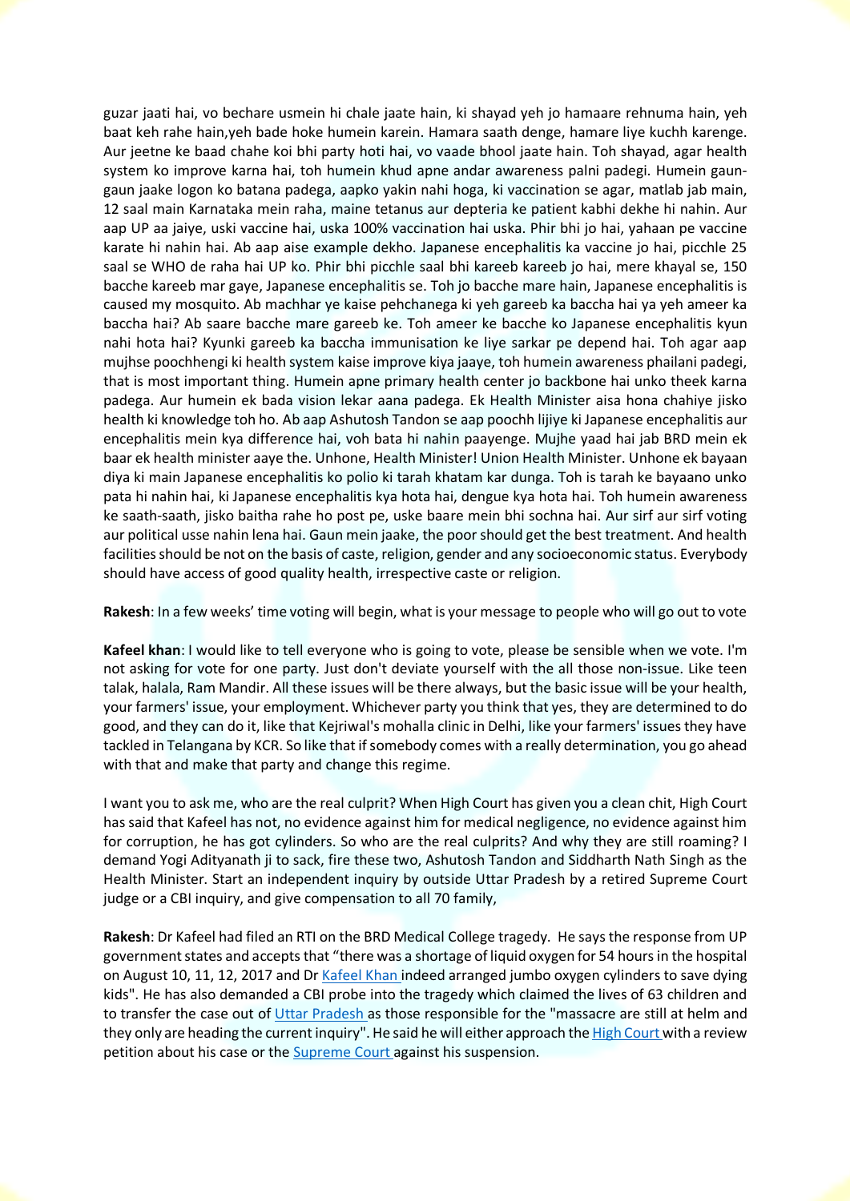guzar jaati hai, vo bechare usmein hi chale jaate hain, ki shayad yeh jo hamaare rehnuma hain, yeh baat keh rahe hain,yeh bade hoke humein karein. Hamara saath denge, hamare liye kuchh karenge. Aur jeetne ke baad chahe koi bhi party hoti hai, vo vaade bhool jaate hain. Toh shayad, agar health system ko improve karna hai, toh humein khud apne andar awareness palni padegi. Humein gaun-gaun jaake logon ko batana padega, aapko yakin nahi hoga, ki vaccination se agar, matlab jab main, 12 saal main Karnataka mein raha, maine tetanus aur depteria ke patient kabhi dekhe hi nahin. Aur aap UP aa jaiye, uski vaccine hai, uska 100% vaccination hai uska. Phir bhi jo hai, yahaan pe vaccine karate hi nahin hai. Ab aap aise example dekho. Japanese encephalitis ka vaccine jo hai, picchle 25 saal se WHO de raha hai UP ko. Phir bhi picchle saal bhi kareeb kareeb jo hai, mere khayal se, 150 bacche kareeb mar gaye, Japanese encephalitis se. Toh jo bacche mare hain, Japanese encephalitis is caused my mosquito. Ab machhar ye kaise pehchanega ki yeh gareeb ka baccha hai ya yeh ameer ka baccha hai? Ab saare bacche mare gareeb ke. Toh ameer ke bacche ko Japanese encephalitis kyun nahi hota hai? Kyunki gareeb ka baccha immunisation ke liye sarkar pe depend hai. Toh agar aap mujhse poochhengi ki health system kaise improve kiya jaaye, toh humein awareness phailani padegi, that is most important thing. Humein apne primary health center jo backbone hai unko theek karna padega. Aur humein ek bada vision lekar aana padega. Ek Health Minister aisa hona chahiye jisko health ki knowledge toh ho. Ab aap Ashutosh Tandon se aap poochh lijiye ki Japanese encephalitis aur encephalitis mein kya difference hai, voh bata hi nahin paayenge. Mujhe yaad hai jab BRD mein ek baar ek health minister aaye the. Unhone, Health Minister! Union Health Minister. Unhone ek bayaan diya ki main Japanese encephalitis ko polio ki tarah khatam kar dunga. Toh is tarah ke bayaano unko pata hi nahin hai, ki Japanese encephalitis kya hota hai, dengue kya hota hai. Toh humein awareness ke saath-saath, jisko baitha rahe ho post pe, uske baare mein bhi sochna hai. Aur sirf aur sirf voting aur political usse nahin lena hai. Gaun mein jaake, the poor should get the best treatment. And health facilities should be not on the basis of caste, religion, gender and any socioeconomic status. Everybody should have access of good quality health, irrespective caste or religion.

**Rakesh**: In a few weeks' time voting will begin, what is your message to people who will go out to vote

**Kafeel khan**: I would like to tell everyone who is going to vote, please be sensible when we vote. I'm not asking for vote for one party. Just don't deviate yourself with the all those non-issue. Like teen talak, halala, Ram Mandir. All these issues will be there always, but the basic issue will be your health, your farmers' issue, your employment. Whichever party you think that yes, they are determined to do good, and they can do it, like that Kejriwal's mohalla clinic in Delhi, like your farmers' issues they have tackled in Telangana by KCR. So like that if somebody comes with a really determination, you go ahead with that and make that party and change this regime.

I want you to ask me, who are the real culprit? When High Court has given you a clean chit, High Court has said that Kafeel has not, no evidence against him for medical negligence, no evidence against him for corruption, he has got cylinders. So who are the real culprits? And why they are still roaming? I demand Yogi Adityanath ji to sack, fire these two, Ashutosh Tandon and Siddharth Nath Singh as the Health Minister. Start an independent inquiry by outside Uttar Pradesh by a retired Supreme Court judge or a CBI inquiry, and give compensation to all 70 family,

**Rakesh**: Dr Kafeel had filed an RTI on the BRD Medical College tragedy. He says the response from UP government states and accepts that "there was a shortage of liquid oxygen for 54 hours in the hospital on August 10, 11, 12, 2017 and Dr Kafeel Khan indeed arranged jumbo oxygen cylinders to save dying kids". He has also demanded a CBI probe into the tragedy which claimed the lives of 63 children and to transfer the case out of Uttar Pradesh as those responsible for the "massacre are still at helm and they only are heading the current inquiry". He said he will either approach the High Court with a review petition about his case or the Supreme Court against his suspension.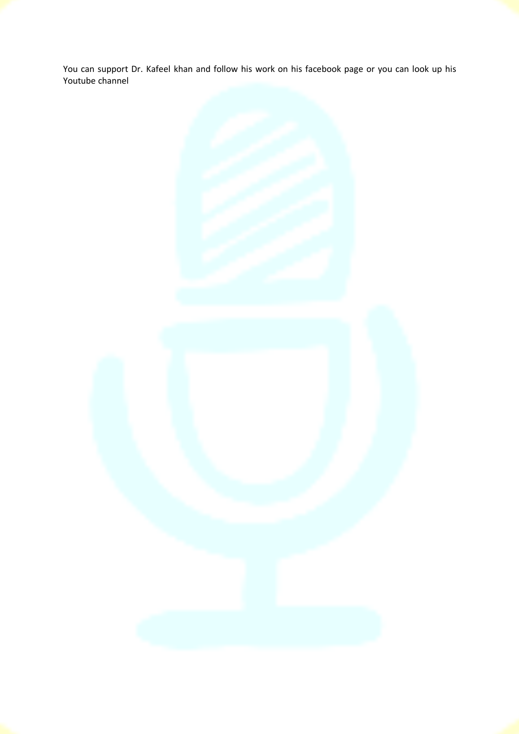You can support Dr. Kafeel khan and follow his work on his facebook page or you can look up his Youtube channel